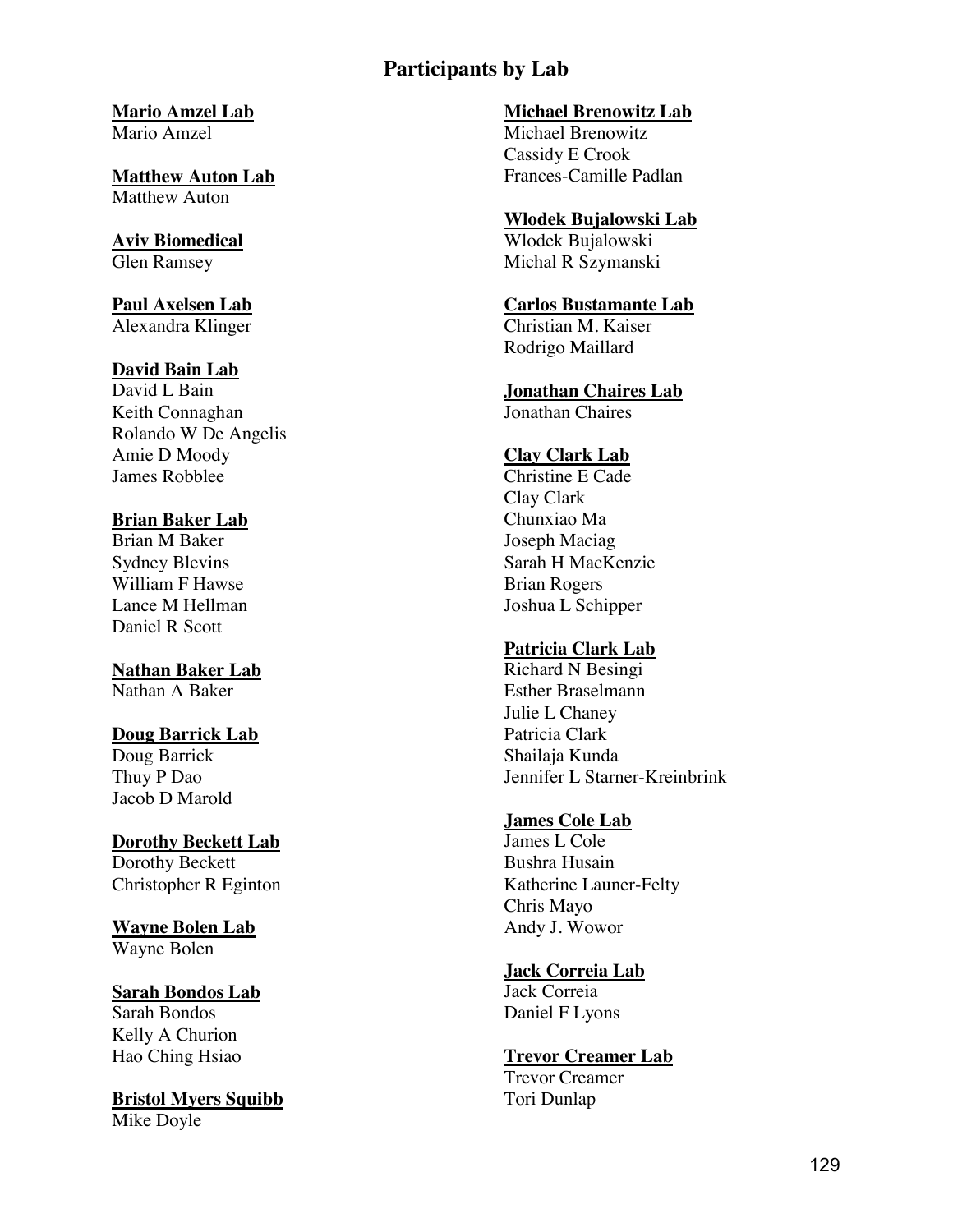# Participants by Lab

**Mario Amzel Lab**
Mario Amzel

**Matthew Auton Lab**
Matthew Auton

**Aviv Biomedical**
Glen Ramsey

**Paul Axelsen Lab**
Alexandra Klinger

**David Bain Lab**
David L Bain
Keith Connaghan
Rolando W De Angelis
Amie D Moody
James Robblee

**Brian Baker Lab**
Brian M Baker
Sydney Blevins
William F Hawse
Lance M Hellman
Daniel R Scott

**Nathan Baker Lab**
Nathan A Baker

**Doug Barrick Lab**
Doug Barrick
Thuy P Dao
Jacob D Marold

**Dorothy Beckett Lab**
Dorothy Beckett
Christopher R Eginton

**Wayne Bolen Lab**
Wayne Bolen

**Sarah Bondos Lab**
Sarah Bondos
Kelly A Churion
Hao Ching Hsiao

**Bristol Myers Squibb**
Mike Doyle

**Michael Brenowitz Lab**
Michael Brenowitz
Cassidy E Crook
Frances-Camille Padlan

**Wlodek Bujalowski Lab**
Wlodek Bujalowski
Michal R Szymanski

**Carlos Bustamante Lab**
Christian M. Kaiser
Rodrigo Maillard

**Jonathan Chaires Lab**
Jonathan Chaires

**Clay Clark Lab**
Christine E Cade
Clay Clark
Chunxiao Ma
Joseph Maciag
Sarah H MacKenzie
Brian Rogers
Joshua L Schipper

**Patricia Clark Lab**
Richard N Besingi
Esther Braselmann
Julie L Chaney
Patricia Clark
Shailaja Kunda
Jennifer L Starner-Kreinbrink

**James Cole Lab**
James L Cole
Bushra Husain
Katherine Launer-Felty
Chris Mayo
Andy J. Wowor

**Jack Correia Lab**
Jack Correia
Daniel F Lyons

**Trevor Creamer Lab**
Trevor Creamer
Tori Dunlap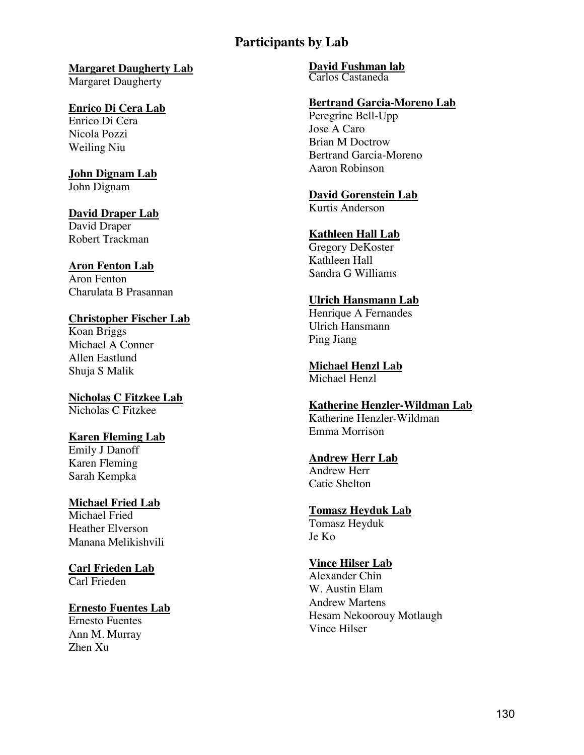# Participants by Lab

**Margaret Daugherty Lab**
Margaret Daugherty

**Enrico Di Cera Lab**
Enrico Di Cera
Nicola Pozzi
Weiling Niu

**John Dignam Lab**
John Dignam

**David Draper Lab**
David Draper
Robert Trackman

**Aron Fenton Lab**
Aron Fenton
Charulata B Prasannan

**Christopher Fischer Lab**
Koan Briggs
Michael A Conner
Allen Eastlund
Shuja S Malik

**Nicholas C Fitzkee Lab**
Nicholas C Fitzkee

**Karen Fleming Lab**
Emily J Danoff
Karen Fleming
Sarah Kempka

**Michael Fried Lab**
Michael Fried
Heather Elverson
Manana Melikishvili

**Carl Frieden Lab**
Carl Frieden

**Ernesto Fuentes Lab**
Ernesto Fuentes
Ann M. Murray
Zhen Xu

**David Fushman lab**
Carlos Castaneda

**Bertrand Garcia-Moreno Lab**
Peregrine Bell-Upp
Jose A Caro
Brian M Doctrow
Bertrand Garcia-Moreno
Aaron Robinson

**David Gorenstein Lab**
Kurtis Anderson

**Kathleen Hall Lab**
Gregory DeKoster
Kathleen Hall
Sandra G Williams

**Ulrich Hansmann Lab**
Henrique A Fernandes
Ulrich Hansmann
Ping Jiang

**Michael Henzl Lab**
Michael Henzl

**Katherine Henzler-Wildman Lab**
Katherine Henzler-Wildman
Emma Morrison

**Andrew Herr Lab**
Andrew Herr
Catie Shelton

**Tomasz Heyduk Lab**
Tomasz Heyduk
Je Ko

**Vince Hilser Lab**
Alexander Chin
W. Austin Elam
Andrew Martens
Hesam Nekoorouy Motlaugh
Vince Hilser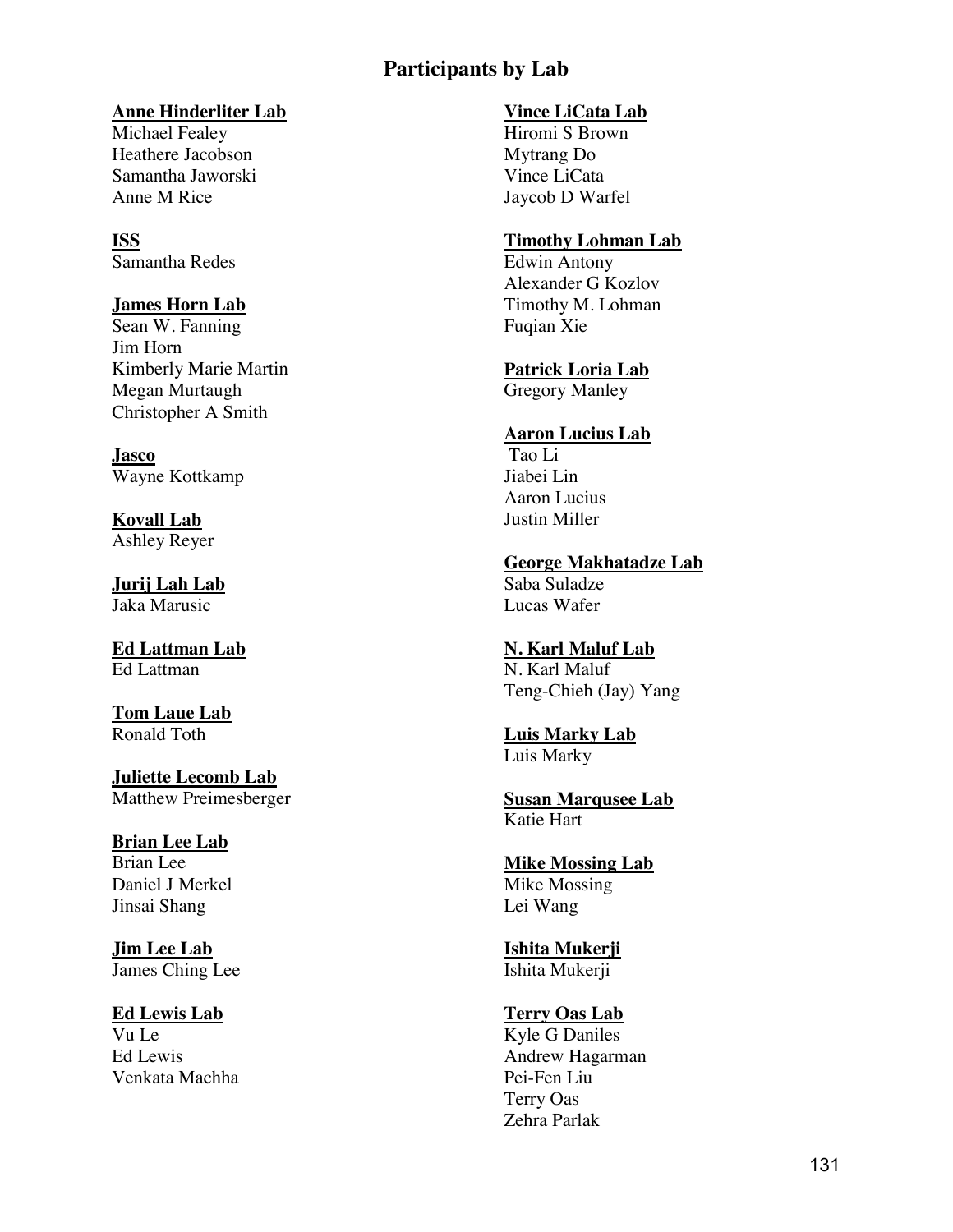# Participants by Lab

**Anne Hinderliter Lab**
Michael Fealey
Heathere Jacobson
Samantha Jaworski
Anne M Rice

**ISS**
Samantha Redes

**James Horn Lab**
Sean W. Fanning
Jim Horn
Kimberly Marie Martin
Megan Murtaugh
Christopher A Smith

**Jasco**
Wayne Kottkamp

**Kovall Lab**
Ashley Reyer

**Jurij Lah Lab**
Jaka Marusic

**Ed Lattman Lab**
Ed Lattman

**Tom Laue Lab**
Ronald Toth

**Juliette Lecomb Lab**
Matthew Preimesberger

**Brian Lee Lab**
Brian Lee
Daniel J Merkel
Jinsai Shang

**Jim Lee Lab**
James Ching Lee

**Ed Lewis Lab**
Vu Le
Ed Lewis
Venkata Machha

**Vince LiCata Lab**
Hiromi S Brown
Mytrang Do
Vince LiCata
Jaycob D Warfel

**Timothy Lohman Lab**
Edwin Antony
Alexander G Kozlov
Timothy M. Lohman
Fuqian Xie

**Patrick Loria Lab**
Gregory Manley

**Aaron Lucius Lab**
Tao Li
Jiabei Lin
Aaron Lucius
Justin Miller

**George Makhatadze Lab**
Saba Suladze
Lucas Wafer

**N. Karl Maluf Lab**
N. Karl Maluf
Teng-Chieh (Jay) Yang

**Luis Marky Lab**
Luis Marky

**Susan Marqusee Lab**
Katie Hart

**Mike Mossing Lab**
Mike Mossing
Lei Wang

**Ishita Mukerji**
Ishita Mukerji

**Terry Oas Lab**
Kyle G Daniles
Andrew Hagarman
Pei-Fen Liu
Terry Oas
Zehra Parlak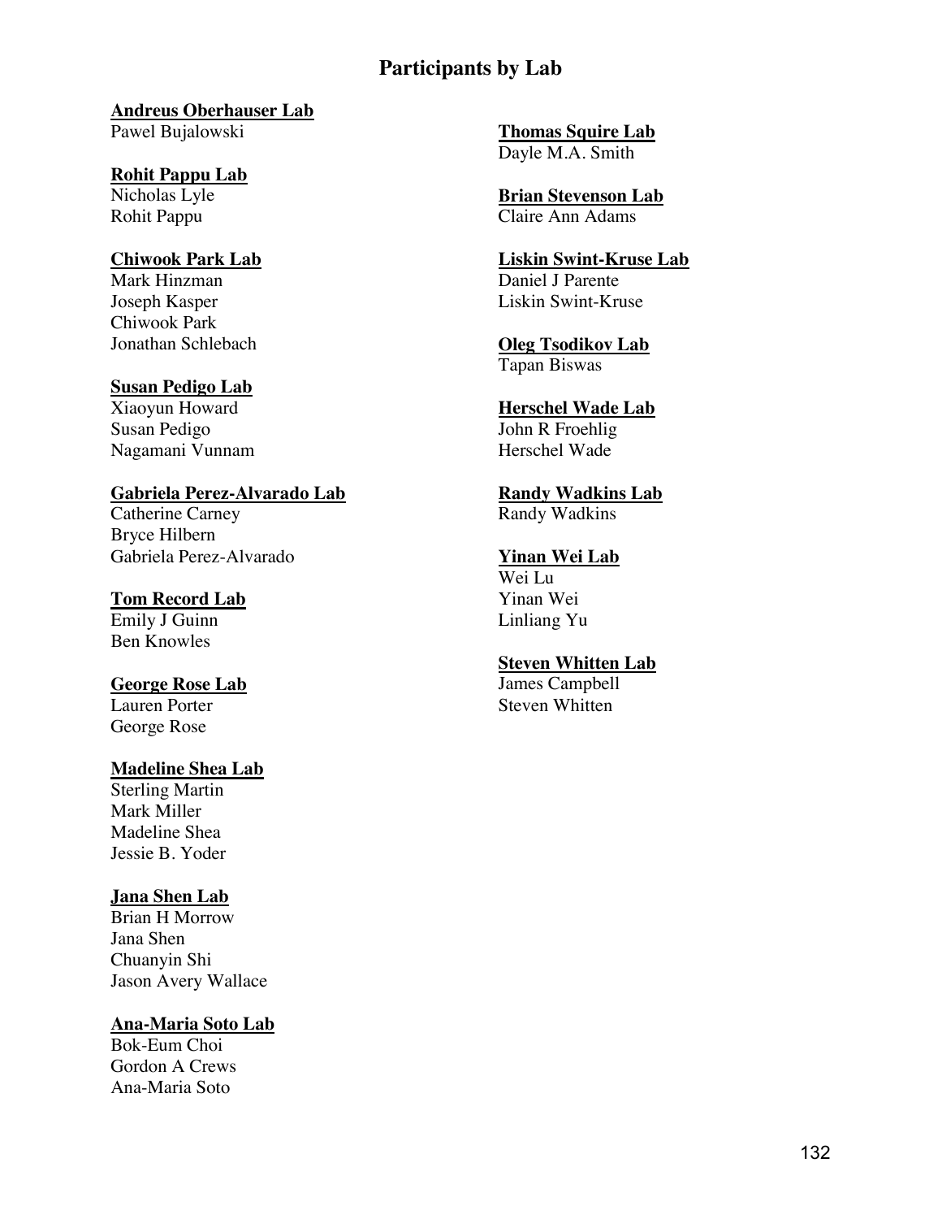# Participants by Lab

**Andreus Oberhauser Lab**
Pawel Bujalowski

**Rohit Pappu Lab**
Nicholas Lyle
Rohit Pappu

**Chiwook Park Lab**
Mark Hinzman
Joseph Kasper
Chiwook Park
Jonathan Schlebach

**Susan Pedigo Lab**
Xiaoyun Howard
Susan Pedigo
Nagamani Vunnam

**Gabriela Perez-Alvarado Lab**
Catherine Carney
Bryce Hilbern
Gabriela Perez-Alvarado

**Tom Record Lab**
Emily J Guinn
Ben Knowles

**George Rose Lab**
Lauren Porter
George Rose

**Madeline Shea Lab**
Sterling Martin
Mark Miller
Madeline Shea
Jessie B. Yoder

**Jana Shen Lab**
Brian H Morrow
Jana Shen
Chuanyin Shi
Jason Avery Wallace

**Ana-Maria Soto Lab**
Bok-Eum Choi
Gordon A Crews
Ana-Maria Soto

**Thomas Squire Lab**
Dayle M.A. Smith

**Brian Stevenson Lab**
Claire Ann Adams

**Liskin Swint-Kruse Lab**
Daniel J Parente
Liskin Swint-Kruse

**Oleg Tsodikov Lab**
Tapan Biswas

**Herschel Wade Lab**
John R Froehlig
Herschel Wade

**Randy Wadkins Lab**
Randy Wadkins

**Yinan Wei Lab**
Wei Lu
Yinan Wei
Linliang Yu

**Steven Whitten Lab**
James Campbell
Steven Whitten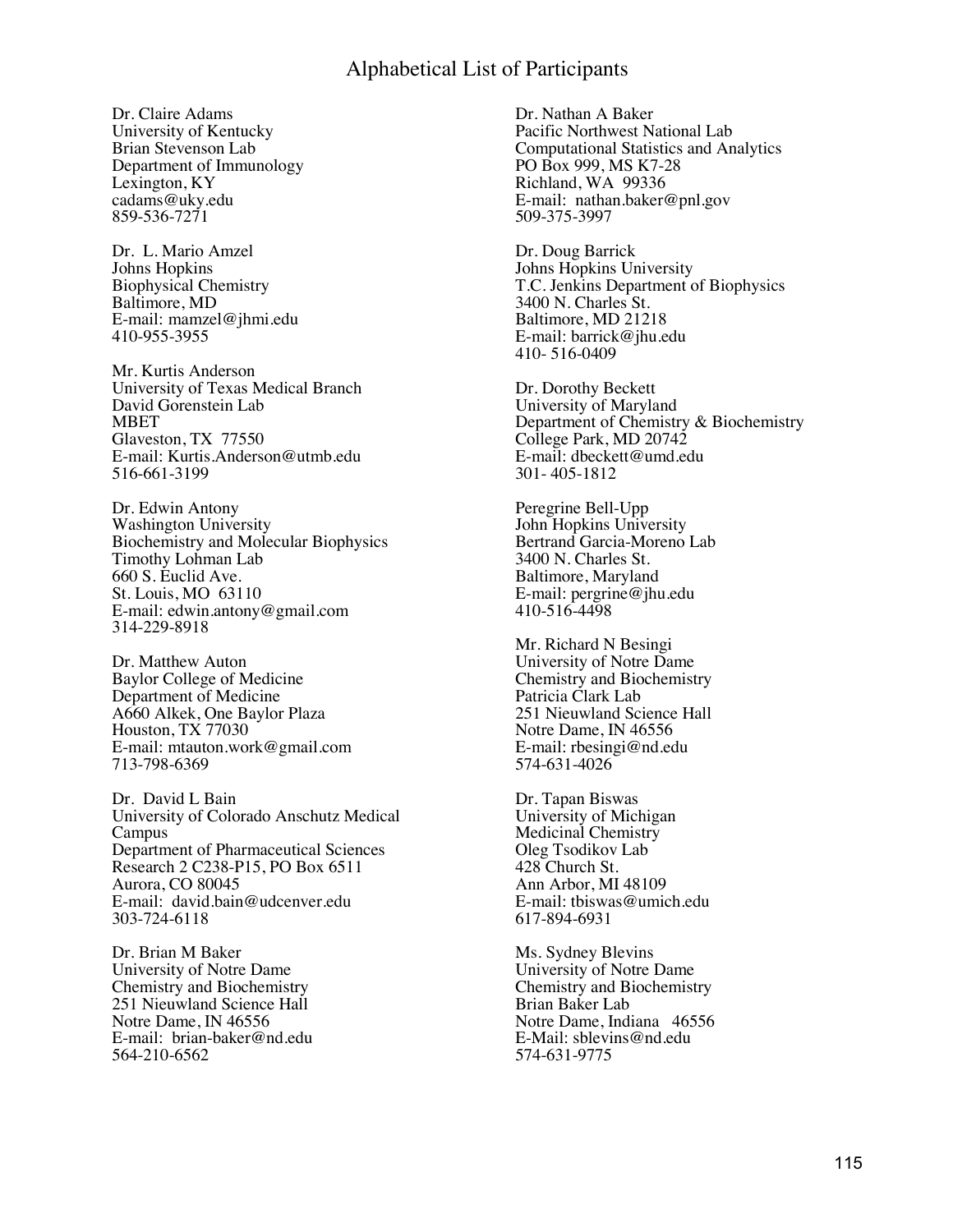# Alphabetical List of Participants

Dr. Claire Adams
University of Kentucky
Brian Stevenson Lab
Department of Immunology
Lexington, KY
cadams@uky.edu
859-536-7271

Dr. L. Mario Amzel
Johns Hopkins
Biophysical Chemistry
Baltimore, MD
E-mail: mamzel@jhmi.edu
410-955-3955

Mr. Kurtis Anderson
University of Texas Medical Branch
David Gorenstein Lab
MBET
Glaveston, TX 77550
E-mail: Kurtis.Anderson@utmb.edu
516-661-3199

Dr. Edwin Antony
Washington University
Biochemistry and Molecular Biophysics
Timothy Lohman Lab
660 S. Euclid Ave.
St. Louis, MO 63110
E-mail: edwin.antony@gmail.com
314-229-8918

Dr. Matthew Auton
Baylor College of Medicine
Department of Medicine
A660 Alkek, One Baylor Plaza
Houston, TX 77030
E-mail: mtauton.work@gmail.com
713-798-6369

Dr. David L Bain
University of Colorado Anschutz Medical Campus
Department of Pharmaceutical Sciences
Research 2 C238-P15, PO Box 6511
Aurora, CO 80045
E-mail: david.bain@udcenver.edu
303-724-6118

Dr. Brian M Baker
University of Notre Dame
Chemistry and Biochemistry
251 Nieuwland Science Hall
Notre Dame, IN 46556
E-mail: brian-baker@nd.edu
564-210-6562

Dr. Nathan A Baker
Pacific Northwest National Lab
Computational Statistics and Analytics
PO Box 999, MS K7-28
Richland, WA 99336
E-mail: nathan.baker@pnl.gov
509-375-3997

Dr. Doug Barrick
Johns Hopkins University
T.C. Jenkins Department of Biophysics
3400 N. Charles St.
Baltimore, MD 21218
E-mail: barrick@jhu.edu
410- 516-0409

Dr. Dorothy Beckett
University of Maryland
Department of Chemistry & Biochemistry
College Park, MD 20742
E-mail: dbeckett@umd.edu
301- 405-1812

Peregrine Bell-Upp
John Hopkins University
Bertrand Garcia-Moreno Lab
3400 N. Charles St.
Baltimore, Maryland
E-mail: pergrine@jhu.edu
410-516-4498

Mr. Richard N Besingi
University of Notre Dame
Chemistry and Biochemistry
Patricia Clark Lab
251 Nieuwland Science Hall
Notre Dame, IN 46556
E-mail: rbesingi@nd.edu
574-631-4026

Dr. Tapan Biswas
University of Michigan
Medicinal Chemistry
Oleg Tsodikov Lab
428 Church St.
Ann Arbor, MI 48109
E-mail: tbiswas@umich.edu
617-894-6931

Ms. Sydney Blevins
University of Notre Dame
Chemistry and Biochemistry
Brian Baker Lab
Notre Dame, Indiana 46556
E-Mail: sblevins@nd.edu
574-631-9775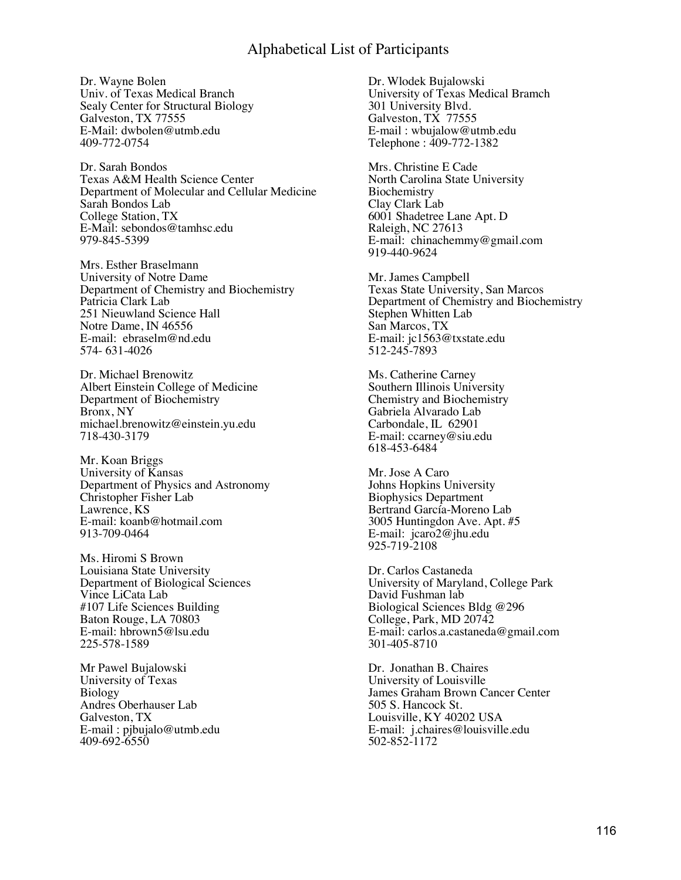# Alphabetical List of Participants

Dr. Wayne Bolen
Univ. of Texas Medical Branch
Sealy Center for Structural Biology
Galveston, TX 77555
E-Mail: dwbolen@utmb.edu
409-772-0754

Dr. Sarah Bondos
Texas A&M Health Science Center
Department of Molecular and Cellular Medicine
Sarah Bondos Lab
College Station, TX
E-Mail: sebondos@tamhsc.edu
979-845-5399

Mrs. Esther Braselmann
University of Notre Dame
Department of Chemistry and Biochemistry
Patricia Clark Lab
251 Nieuwland Science Hall
Notre Dame, IN 46556
E-mail: ebraselm@nd.edu
574- 631-4026

Dr. Michael Brenowitz
Albert Einstein College of Medicine
Department of Biochemistry
Bronx, NY
michael.brenowitz@einstein.yu.edu
718-430-3179

Mr. Koan Briggs
University of Kansas
Department of Physics and Astronomy
Christopher Fisher Lab
Lawrence, KS
E-mail: koanb@hotmail.com
913-709-0464

Ms. Hiromi S Brown
Louisiana State University
Department of Biological Sciences
Vince LiCata Lab
#107 Life Sciences Building
Baton Rouge, LA 70803
E-mail: hbrown5@lsu.edu
225-578-1589

Mr Pawel Bujalowski
University of Texas
Biology
Andres Oberhauser Lab
Galveston, TX
E-mail : pjbujalo@utmb.edu
409-692-6550

Dr. Wlodek Bujalowski
University of Texas Medical Bramch
301 University Blvd.
Galveston, TX 77555
E-mail : wbujalow@utmb.edu
Telephone : 409-772-1382

Mrs. Christine E Cade
North Carolina State University
Biochemistry
Clay Clark Lab
6001 Shadetree Lane Apt. D
Raleigh, NC 27613
E-mail: chinachemmy@gmail.com
919-440-9624

Mr. James Campbell
Texas State University, San Marcos
Department of Chemistry and Biochemistry
Stephen Whitten Lab
San Marcos, TX
E-mail: jc1563@txstate.edu
512-245-7893

Ms. Catherine Carney
Southern Illinois University
Chemistry and Biochemistry
Gabriela Alvarado Lab
Carbondale, IL 62901
E-mail: ccarney@siu.edu
618-453-6484

Mr. Jose A Caro
Johns Hopkins University
Biophysics Department
Bertrand García-Moreno Lab
3005 Huntingdon Ave. Apt. #5
E-mail: jcaro2@jhu.edu
925-719-2108

Dr. Carlos Castaneda
University of Maryland, College Park
David Fushman lab
Biological Sciences Bldg @296
College, Park, MD 20742
E-mail: carlos.a.castaneda@gmail.com
301-405-8710

Dr. Jonathan B. Chaires
University of Louisville
James Graham Brown Cancer Center
505 S. Hancock St.
Louisville, KY 40202 USA
E-mail: j.chaires@louisville.edu
502-852-1172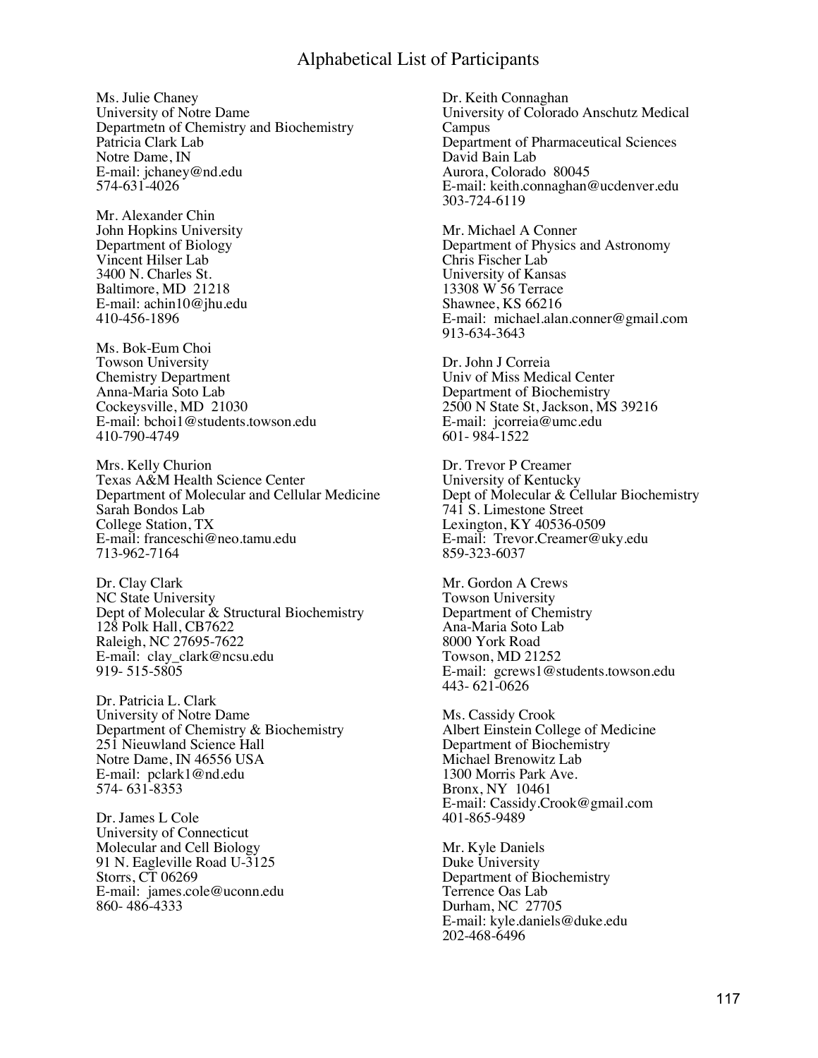# Alphabetical List of Participants

Ms. Julie Chaney
University of Notre Dame
Departmetn of Chemistry and Biochemistry
Patricia Clark Lab
Notre Dame, IN
E-mail: jchaney@nd.edu
574-631-4026

Mr. Alexander Chin
John Hopkins University
Department of Biology
Vincent Hilser Lab
3400 N. Charles St.
Baltimore, MD 21218
E-mail: achin10@jhu.edu
410-456-1896

Ms. Bok-Eum Choi
Towson University
Chemistry Department
Anna-Maria Soto Lab
Cockeysville, MD 21030
E-mail: bchoi1@students.towson.edu
410-790-4749

Mrs. Kelly Churion
Texas A&M Health Science Center
Department of Molecular and Cellular Medicine
Sarah Bondos Lab
College Station, TX
E-mail: franceschi@neo.tamu.edu
713-962-7164

Dr. Clay Clark
NC State University
Dept of Molecular & Structural Biochemistry
128 Polk Hall, CB7622
Raleigh, NC 27695-7622
E-mail: clay_clark@ncsu.edu
919- 515-5805

Dr. Patricia L. Clark
University of Notre Dame
Department of Chemistry & Biochemistry
251 Nieuwland Science Hall
Notre Dame, IN 46556 USA
E-mail: pclark1@nd.edu
574- 631-8353

Dr. James L Cole
University of Connecticut
Molecular and Cell Biology
91 N. Eagleville Road U-3125
Storrs, CT 06269
E-mail: james.cole@uconn.edu
860- 486-4333

Dr. Keith Connaghan
University of Colorado Anschutz Medical Campus
Department of Pharmaceutical Sciences
David Bain Lab
Aurora, Colorado 80045
E-mail: keith.connaghan@ucdenver.edu
303-724-6119

Mr. Michael A Conner
Department of Physics and Astronomy
Chris Fischer Lab
University of Kansas
13308 W 56 Terrace
Shawnee, KS 66216
E-mail: michael.alan.conner@gmail.com
913-634-3643

Dr. John J Correia
Univ of Miss Medical Center
Department of Biochemistry
2500 N State St, Jackson, MS 39216
E-mail: jcorreia@umc.edu
601- 984-1522

Dr. Trevor P Creamer
University of Kentucky
Dept of Molecular & Cellular Biochemistry
741 S. Limestone Street
Lexington, KY 40536-0509
E-mail: Trevor.Creamer@uky.edu
859-323-6037

Mr. Gordon A Crews
Towson University
Department of Chemistry
Ana-Maria Soto Lab
8000 York Road
Towson, MD 21252
E-mail: gcrews1@students.towson.edu
443- 621-0626

Ms. Cassidy Crook
Albert Einstein College of Medicine
Department of Biochemistry
Michael Brenowitz Lab
1300 Morris Park Ave.
Bronx, NY 10461
E-mail: Cassidy.Crook@gmail.com
401-865-9489

Mr. Kyle Daniels
Duke University
Department of Biochemistry
Terrence Oas Lab
Durham, NC 27705
E-mail: kyle.daniels@duke.edu
202-468-6496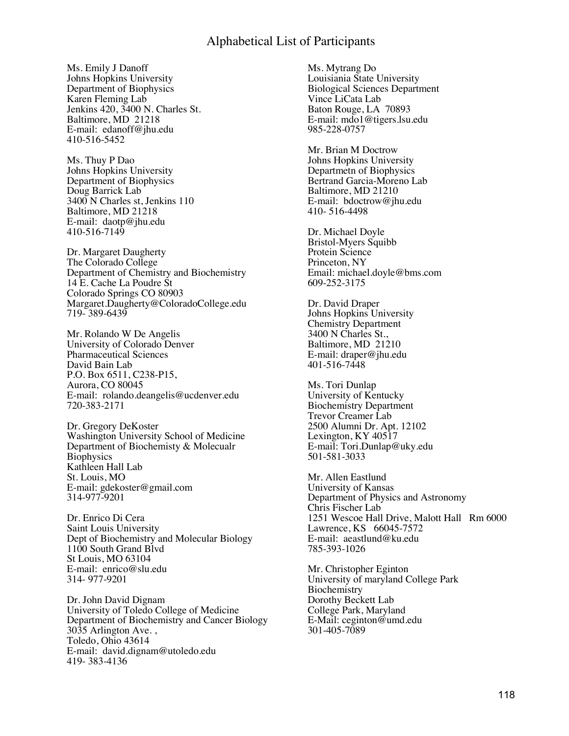# Alphabetical List of Participants

Ms. Emily J Danoff
Johns Hopkins University
Department of Biophysics
Karen Fleming Lab
Jenkins 420, 3400 N. Charles St.
Baltimore, MD 21218
E-mail: edanoff@jhu.edu
410-516-5452

Ms. Thuy P Dao
Johns Hopkins University
Department of Biophysics
Doug Barrick Lab
3400 N Charles st, Jenkins 110
Baltimore, MD 21218
E-mail: daotp@jhu.edu
410-516-7149

Dr. Margaret Daugherty
The Colorado College
Department of Chemistry and Biochemistry
14 E. Cache La Poudre St
Colorado Springs CO 80903
Margaret.Daugherty@ColoradoCollege.edu
719- 389-6439

Mr. Rolando W De Angelis
University of Colorado Denver
Pharmaceutical Sciences
David Bain Lab
P.O. Box 6511, C238-P15,
Aurora, CO 80045
E-mail: rolando.deangelis@ucdenver.edu
720-383-2171

Dr. Gregory DeKoster
Washington University School of Medicine
Department of Biochemisty & Molecualr Biophysics
Kathleen Hall Lab
St. Louis, MO
E-mail: gdekoster@gmail.com
314-977-9201

Dr. Enrico Di Cera
Saint Louis University
Dept of Biochemistry and Molecular Biology
1100 South Grand Blvd
St Louis, MO 63104
E-mail: enrico@slu.edu
314- 977-9201

Dr. John David Dignam
University of Toledo College of Medicine
Department of Biochemistry and Cancer Biology
3035 Arlington Ave. ,
Toledo, Ohio 43614
E-mail: david.dignam@utoledo.edu
419- 383-4136

Ms. Mytrang Do
Louisiania State University
Biological Sciences Department
Vince LiCata Lab
Baton Rouge, LA 70893
E-mail: mdo1@tigers.lsu.edu
985-228-0757

Mr. Brian M Doctrow
Johns Hopkins University
Departmetn of Biophysics
Bertrand Garcia-Moreno Lab
Baltimore, MD 21210
E-mail: bdoctrow@jhu.edu
410- 516-4498

Dr. Michael Doyle
Bristol-Myers Squibb
Protein Science
Princeton, NY
Email: michael.doyle@bms.com
609-252-3175

Dr. David Draper
Johns Hopkins University
Chemistry Department
3400 N Charles St.,
Baltimore, MD 21210
E-mail: draper@jhu.edu
401-516-7448

Ms. Tori Dunlap
University of Kentucky
Biochemistry Department
Trevor Creamer Lab
2500 Alumni Dr. Apt. 12102
Lexington, KY 40517
E-mail: Tori.Dunlap@uky.edu
501-581-3033

Mr. Allen Eastlund
University of Kansas
Department of Physics and Astronomy
Chris Fischer Lab
1251 Wescoe Hall Drive, Malott Hall Rm 6000
Lawrence, KS 66045-7572
E-mail: aeastlund@ku.edu
785-393-1026

Mr. Christopher Eginton
University of maryland College Park
Biochemistry
Dorothy Beckett Lab
College Park, Maryland
E-Mail: ceginton@umd.edu
301-405-7089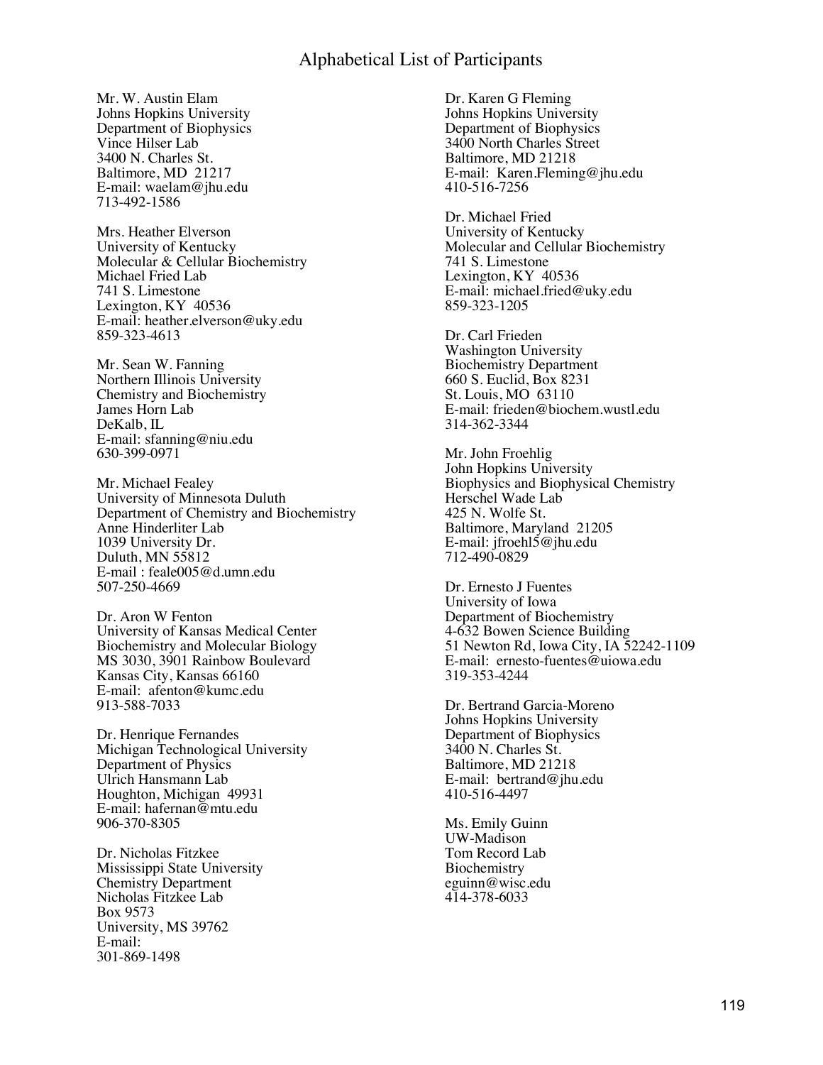# Alphabetical List of Participants

Mr. W. Austin Elam
Johns Hopkins University
Department of Biophysics
Vince Hilser Lab
3400 N. Charles St.
Baltimore, MD 21217
E-mail: waelam@jhu.edu
713-492-1586

Mrs. Heather Elverson
University of Kentucky
Molecular & Cellular Biochemistry
Michael Fried Lab
741 S. Limestone
Lexington, KY 40536
E-mail: heather.elverson@uky.edu
859-323-4613

Mr. Sean W. Fanning
Northern Illinois University
Chemistry and Biochemistry
James Horn Lab
DeKalb, IL
E-mail: sfanning@niu.edu
630-399-0971

Mr. Michael Fealey
University of Minnesota Duluth
Department of Chemistry and Biochemistry
Anne Hinderliter Lab
1039 University Dr.
Duluth, MN 55812
E-mail : feale005@d.umn.edu
507-250-4669

Dr. Aron W Fenton
University of Kansas Medical Center
Biochemistry and Molecular Biology
MS 3030, 3901 Rainbow Boulevard
Kansas City, Kansas 66160
E-mail: afenton@kumc.edu
913-588-7033

Dr. Henrique Fernandes
Michigan Technological University
Department of Physics
Ulrich Hansmann Lab
Houghton, Michigan 49931
E-mail: hafernan@mtu.edu
906-370-8305

Dr. Nicholas Fitzkee
Mississippi State University
Chemistry Department
Nicholas Fitzkee Lab
Box 9573
University, MS 39762
E-mail:
301-869-1498

Dr. Karen G Fleming
Johns Hopkins University
Department of Biophysics
3400 North Charles Street
Baltimore, MD 21218
E-mail: Karen.Fleming@jhu.edu
410-516-7256

Dr. Michael Fried
University of Kentucky
Molecular and Cellular Biochemistry
741 S. Limestone
Lexington, KY 40536
E-mail: michael.fried@uky.edu
859-323-1205

Dr. Carl Frieden
Washington University
Biochemistry Department
660 S. Euclid, Box 8231
St. Louis, MO 63110
E-mail: frieden@biochem.wustl.edu
314-362-3344

Mr. John Froehlig
John Hopkins University
Biophysics and Biophysical Chemistry
Herschel Wade Lab
425 N. Wolfe St.
Baltimore, Maryland 21205
E-mail: jfroehl5@jhu.edu
712-490-0829

Dr. Ernesto J Fuentes
University of Iowa
Department of Biochemistry
4-632 Bowen Science Building
51 Newton Rd, Iowa City, IA 52242-1109
E-mail: ernesto-fuentes@uiowa.edu
319-353-4244

Dr. Bertrand Garcia-Moreno
Johns Hopkins University
Department of Biophysics
3400 N. Charles St.
Baltimore, MD 21218
E-mail: bertrand@jhu.edu
410-516-4497

Ms. Emily Guinn
UW-Madison
Tom Record Lab
Biochemistry
eguinn@wisc.edu
414-378-6033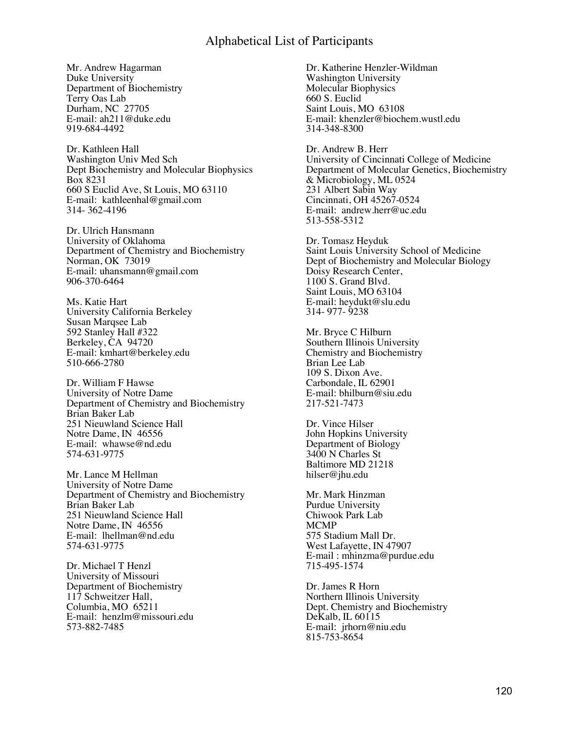# Alphabetical List of Participants

Mr. Andrew Hagarman
Duke University
Department of Biochemistry
Terry Oas Lab
Durham, NC 27705
E-mail: ah211@duke.edu
919-684-4492

Dr. Kathleen Hall
Washington Univ Med Sch
Dept Biochemistry and Molecular Biophysics
Box 8231
660 S Euclid Ave, St Louis, MO 63110
E-mail: kathleenhal@gmail.com
314- 362-4196

Dr. Ulrich Hansmann
University of Oklahoma
Department of Chemistry and Biochemistry
Norman, OK 73019
E-mail: uhansmann@gmail.com
906-370-6464

Ms. Katie Hart
University California Berkeley
Susan Marqsee Lab
592 Stanley Hall #322
Berkeley, CA 94720
E-mail: kmhart@berkeley.edu
510-666-2780

Dr. William F Hawse
University of Notre Dame
Department of Chemistry and Biochemistry
Brian Baker Lab
251 Nieuwland Science Hall
Notre Dame, IN 46556
E-mail: whawse@nd.edu
574-631-9775

Mr. Lance M Hellman
University of Notre Dame
Department of Chemistry and Biochemistry
Brian Baker Lab
251 Nieuwland Science Hall
Notre Dame, IN 46556
E-mail: lhellman@nd.edu
574-631-9775

Dr. Michael T Henzl
University of Missouri
Department of Biochemistry
117 Schweitzer Hall,
Columbia, MO 65211
E-mail: henzlm@missouri.edu
573-882-7485

Dr. Katherine Henzler-Wildman
Washington University
Molecular Biophysics
660 S. Euclid
Saint Louis, MO 63108
E-mail: khenzler@biochem.wustl.edu
314-348-8300

Dr. Andrew B. Herr
University of Cincinnati College of Medicine
Department of Molecular Genetics, Biochemistry & Microbiology, ML 0524
231 Albert Sabin Way
Cincinnati, OH 45267-0524
E-mail: andrew.herr@uc.edu
513-558-5312

Dr. Tomasz Heyduk
Saint Louis University School of Medicine
Dept of Biochemistry and Molecular Biology
Doisy Research Center,
1100 S. Grand Blvd.
Saint Louis, MO 63104
E-mail: heydukt@slu.edu
314- 977- 9238

Mr. Bryce C Hilburn
Southern Illinois University
Chemistry and Biochemistry
Brian Lee Lab
109 S. Dixon Ave.
Carbondale, IL 62901
E-mail: bhilburn@siu.edu
217-521-7473

Dr. Vince Hilser
John Hopkins University
Department of Biology
3400 N Charles St
Baltimore MD 21218
hilser@jhu.edu

Mr. Mark Hinzman
Purdue University
Chiwook Park Lab
MCMP
575 Stadium Mall Dr.
West Lafayette, IN 47907
E-mail : mhinzma@purdue.edu
715-495-1574

Dr. James R Horn
Northern Illinois University
Dept. Chemistry and Biochemistry
DeKalb, IL 60115
E-mail: jrhorn@niu.edu
815-753-8654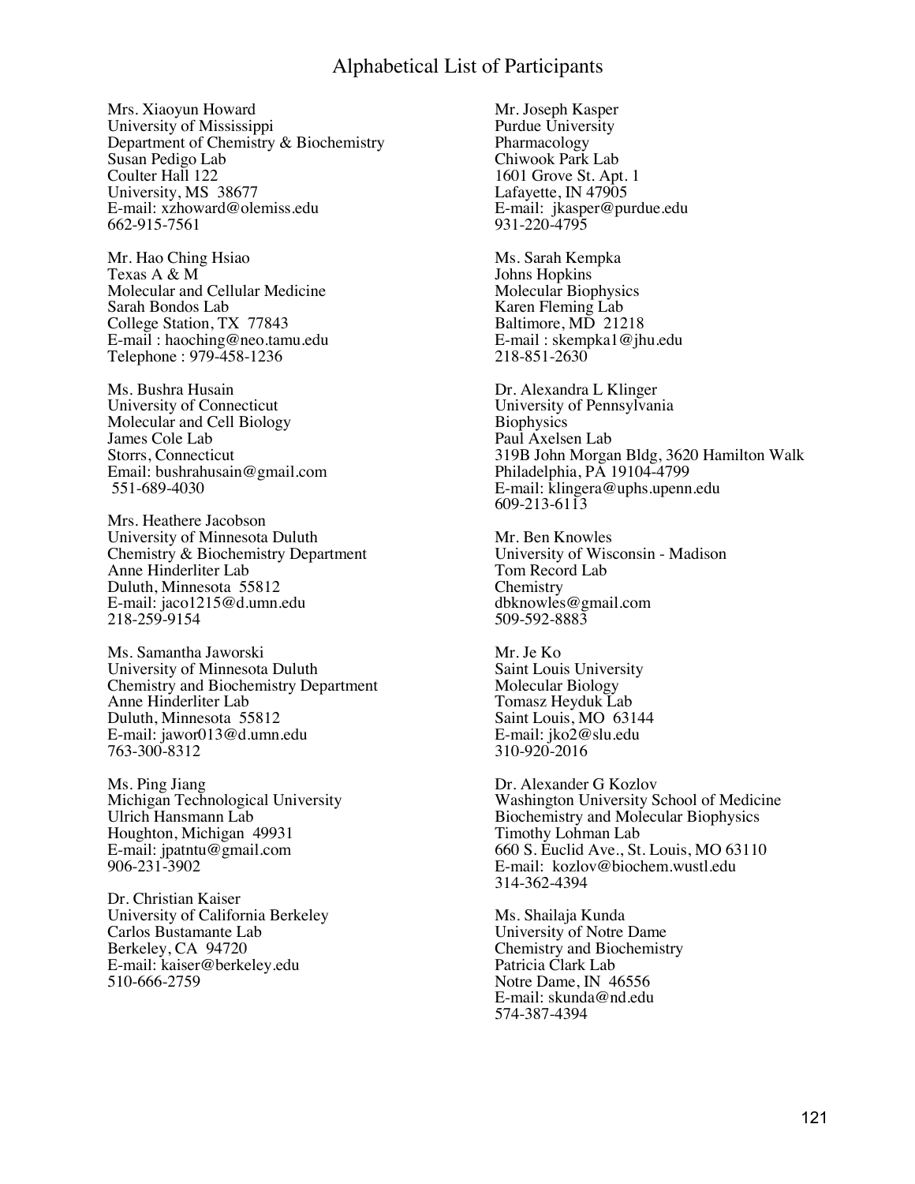# Alphabetical List of Participants

Mrs. Xiaoyun Howard
University of Mississippi
Department of Chemistry & Biochemistry
Susan Pedigo Lab
Coulter Hall 122
University, MS 38677
E-mail: xzhoward@olemiss.edu
662-915-7561

Mr. Hao Ching Hsiao
Texas A & M
Molecular and Cellular Medicine
Sarah Bondos Lab
College Station, TX 77843
E-mail : haoching@neo.tamu.edu
Telephone : 979-458-1236

Ms. Bushra Husain
University of Connecticut
Molecular and Cell Biology
James Cole Lab
Storrs, Connecticut
Email: bushrahusain@gmail.com
551-689-4030

Mrs. Heathere Jacobson
University of Minnesota Duluth
Chemistry & Biochemistry Department
Anne Hinderliter Lab
Duluth, Minnesota 55812
E-mail: jaco1215@d.umn.edu
218-259-9154

Ms. Samantha Jaworski
University of Minnesota Duluth
Chemistry and Biochemistry Department
Anne Hinderliter Lab
Duluth, Minnesota 55812
E-mail: jawor013@d.umn.edu
763-300-8312

Ms. Ping Jiang
Michigan Technological University
Ulrich Hansmann Lab
Houghton, Michigan 49931
E-mail: jpatntu@gmail.com
906-231-3902

Dr. Christian Kaiser
University of California Berkeley
Carlos Bustamante Lab
Berkeley, CA 94720
E-mail: kaiser@berkeley.edu
510-666-2759

Mr. Joseph Kasper
Purdue University
Pharmacology
Chiwook Park Lab
1601 Grove St. Apt. 1
Lafayette, IN 47905
E-mail: jkasper@purdue.edu
931-220-4795

Ms. Sarah Kempka
Johns Hopkins
Molecular Biophysics
Karen Fleming Lab
Baltimore, MD 21218
E-mail : skempka1@jhu.edu
218-851-2630

Dr. Alexandra L Klinger
University of Pennsylvania
Biophysics
Paul Axelsen Lab
319B John Morgan Bldg, 3620 Hamilton Walk
Philadelphia, PA 19104-4799
E-mail: klingera@uphs.upenn.edu
609-213-6113

Mr. Ben Knowles
University of Wisconsin - Madison
Tom Record Lab
Chemistry
dbknowles@gmail.com
509-592-8883

Mr. Je Ko
Saint Louis University
Molecular Biology
Tomasz Heyduk Lab
Saint Louis, MO 63144
E-mail: jko2@slu.edu
310-920-2016

Dr. Alexander G Kozlov
Washington University School of Medicine
Biochemistry and Molecular Biophysics
Timothy Lohman Lab
660 S. Euclid Ave., St. Louis, MO 63110
E-mail: kozlov@biochem.wustl.edu
314-362-4394

Ms. Shailaja Kunda
University of Notre Dame
Chemistry and Biochemistry
Patricia Clark Lab
Notre Dame, IN 46556
E-mail: skunda@nd.edu
574-387-4394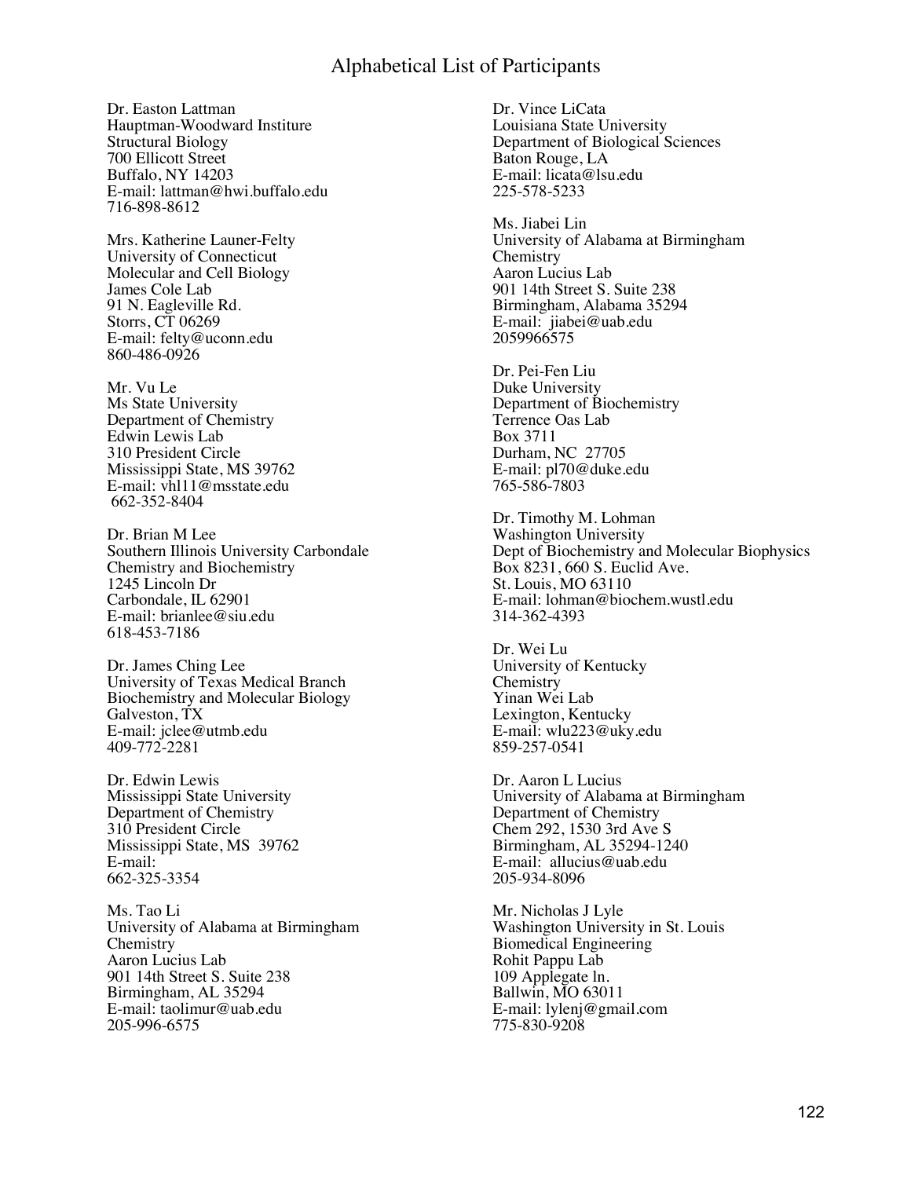# Alphabetical List of Participants

Dr. Easton Lattman
Hauptman-Woodward Institure
Structural Biology
700 Ellicott Street
Buffalo, NY 14203
E-mail: lattman@hwi.buffalo.edu
716-898-8612

Mrs. Katherine Launer-Felty
University of Connecticut
Molecular and Cell Biology
James Cole Lab
91 N. Eagleville Rd.
Storrs, CT 06269
E-mail: felty@uconn.edu
860-486-0926

Mr. Vu Le
Ms State University
Department of Chemistry
Edwin Lewis Lab
310 President Circle
Mississippi State, MS 39762
E-mail: vhl11@msstate.edu
662-352-8404

Dr. Brian M Lee
Southern Illinois University Carbondale
Chemistry and Biochemistry
1245 Lincoln Dr
Carbondale, IL 62901
E-mail: brianlee@siu.edu
618-453-7186

Dr. James Ching Lee
University of Texas Medical Branch
Biochemistry and Molecular Biology
Galveston, TX
E-mail: jclee@utmb.edu
409-772-2281

Dr. Edwin Lewis
Mississippi State University
Department of Chemistry
310 President Circle
Mississippi State, MS 39762
E-mail:
662-325-3354

Ms. Tao Li
University of Alabama at Birmingham
Chemistry
Aaron Lucius Lab
901 14th Street S. Suite 238
Birmingham, AL 35294
E-mail: taolimur@uab.edu
205-996-6575

Dr. Vince LiCata
Louisiana State University
Department of Biological Sciences
Baton Rouge, LA
E-mail: licata@lsu.edu
225-578-5233

Ms. Jiabei Lin
University of Alabama at Birmingham
Chemistry
Aaron Lucius Lab
901 14th Street S. Suite 238
Birmingham, Alabama 35294
E-mail: jiabei@uab.edu
2059966575

Dr. Pei-Fen Liu
Duke University
Department of Biochemistry
Terrence Oas Lab
Box 3711
Durham, NC 27705
E-mail: pl70@duke.edu
765-586-7803

Dr. Timothy M. Lohman
Washington University
Dept of Biochemistry and Molecular Biophysics
Box 8231, 660 S. Euclid Ave.
St. Louis, MO 63110
E-mail: lohman@biochem.wustl.edu
314-362-4393

Dr. Wei Lu
University of Kentucky
Chemistry
Yinan Wei Lab
Lexington, Kentucky
E-mail: wlu223@uky.edu
859-257-0541

Dr. Aaron L Lucius
University of Alabama at Birmingham
Department of Chemistry
Chem 292, 1530 3rd Ave S
Birmingham, AL 35294-1240
E-mail: allucius@uab.edu
205-934-8096

Mr. Nicholas J Lyle
Washington University in St. Louis
Biomedical Engineering
Rohit Pappu Lab
109 Applegate ln.
Ballwin, MO 63011
E-mail: lylenj@gmail.com
775-830-9208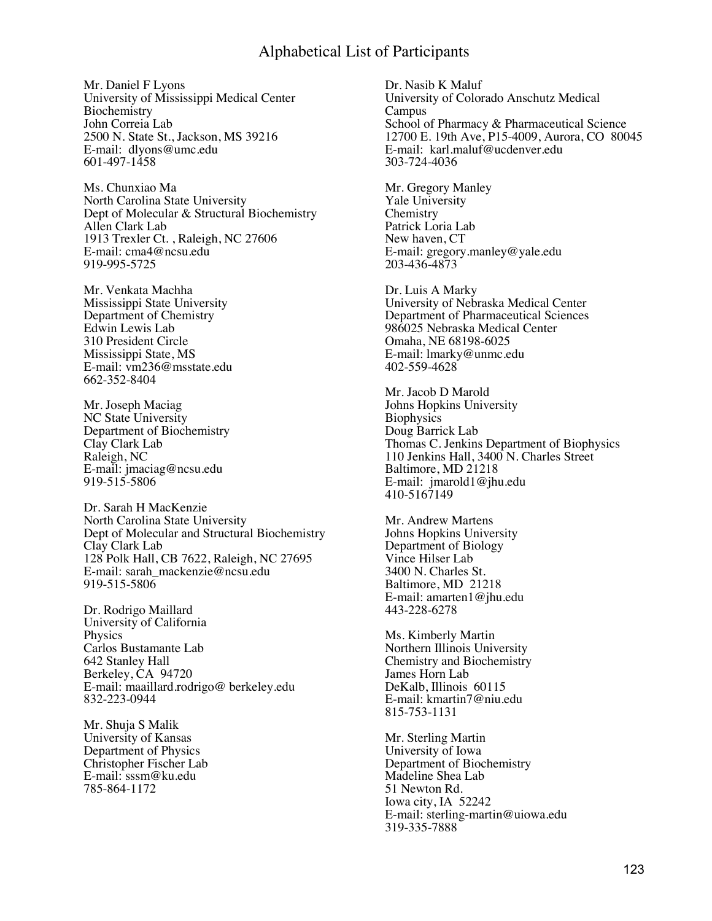# Alphabetical List of Participants

Mr. Daniel F Lyons
University of Mississippi Medical Center
Biochemistry
John Correia Lab
2500 N. State St., Jackson, MS 39216
E-mail: dlyons@umc.edu
601-497-1458

Ms. Chunxiao Ma
North Carolina State University
Dept of Molecular & Structural Biochemistry
Allen Clark Lab
1913 Trexler Ct. , Raleigh, NC 27606
E-mail: cma4@ncsu.edu
919-995-5725

Mr. Venkata Machha
Mississippi State University
Department of Chemistry
Edwin Lewis Lab
310 President Circle
Mississippi State, MS
E-mail: vm236@msstate.edu
662-352-8404

Mr. Joseph Maciag
NC State University
Department of Biochemistry
Clay Clark Lab
Raleigh, NC
E-mail: jmaciag@ncsu.edu
919-515-5806

Dr. Sarah H MacKenzie
North Carolina State University
Dept of Molecular and Structural Biochemistry
Clay Clark Lab
128 Polk Hall, CB 7622, Raleigh, NC 27695
E-mail: sarah_mackenzie@ncsu.edu
919-515-5806

Dr. Rodrigo Maillard
University of California
Physics
Carlos Bustamante Lab
642 Stanley Hall
Berkeley, CA 94720
E-mail: maaillard.rodrigo@ berkeley.edu
832-223-0944

Mr. Shuja S Malik
University of Kansas
Department of Physics
Christopher Fischer Lab
E-mail: sssm@ku.edu
785-864-1172

Dr. Nasib K Maluf
University of Colorado Anschutz Medical Campus
School of Pharmacy & Pharmaceutical Science
12700 E. 19th Ave, P15-4009, Aurora, CO 80045
E-mail: karl.maluf@ucdenver.edu
303-724-4036

Mr. Gregory Manley
Yale University
Chemistry
Patrick Loria Lab
New haven, CT
E-mail: gregory.manley@yale.edu
203-436-4873

Dr. Luis A Marky
University of Nebraska Medical Center
Department of Pharmaceutical Sciences
986025 Nebraska Medical Center
Omaha, NE 68198-6025
E-mail: lmarky@unmc.edu
402-559-4628

Mr. Jacob D Marold
Johns Hopkins University
Biophysics
Doug Barrick Lab
Thomas C. Jenkins Department of Biophysics
110 Jenkins Hall, 3400 N. Charles Street
Baltimore, MD 21218
E-mail: jmarold1@jhu.edu
410-5167149

Mr. Andrew Martens
Johns Hopkins University
Department of Biology
Vince Hilser Lab
3400 N. Charles St.
Baltimore, MD 21218
E-mail: amarten1@jhu.edu
443-228-6278

Ms. Kimberly Martin
Northern Illinois University
Chemistry and Biochemistry
James Horn Lab
DeKalb, Illinois 60115
E-mail: kmartin7@niu.edu
815-753-1131

Mr. Sterling Martin
University of Iowa
Department of Biochemistry
Madeline Shea Lab
51 Newton Rd.
Iowa city, IA 52242
E-mail: sterling-martin@uiowa.edu
319-335-7888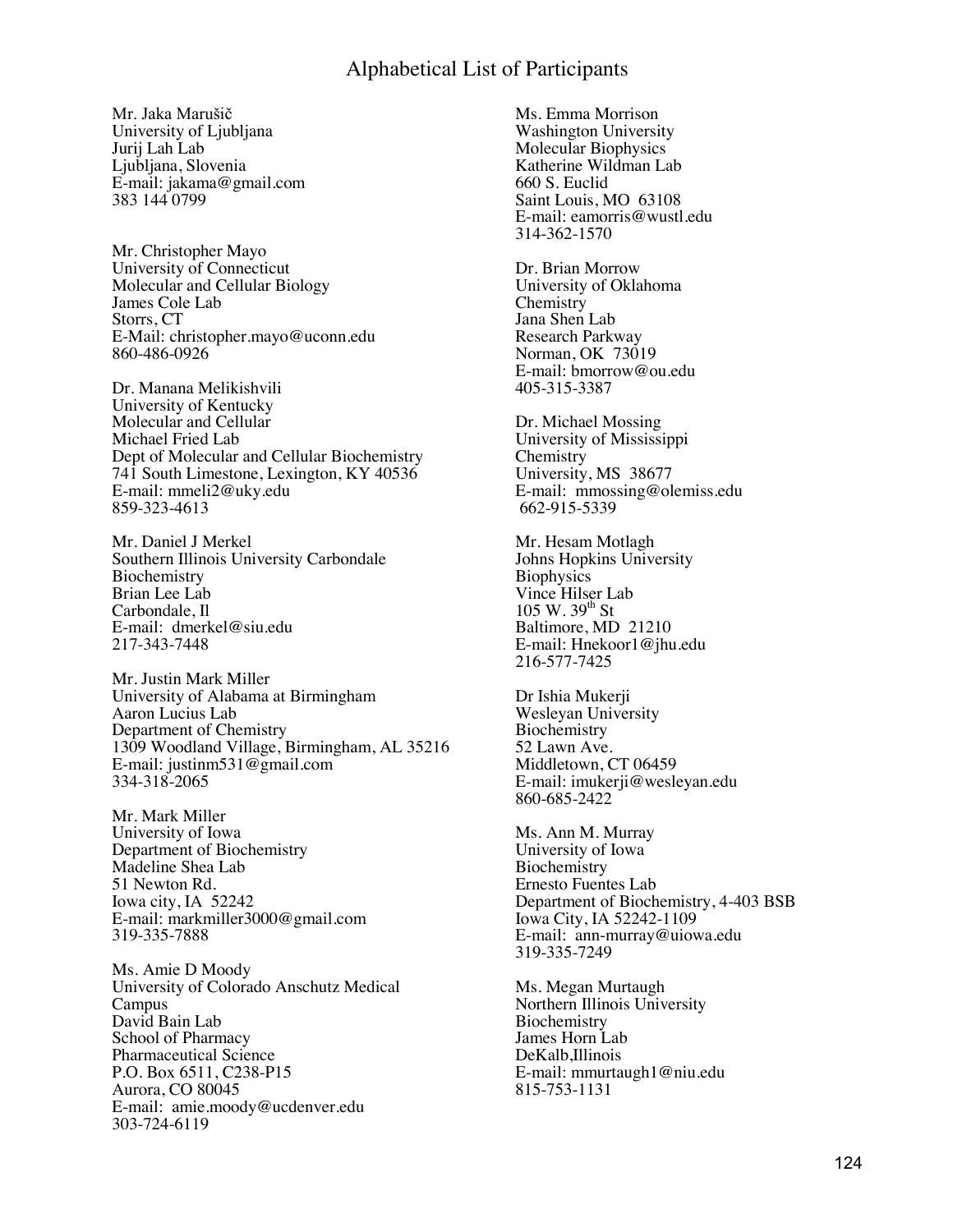# Alphabetical List of Participants

Mr. Jaka Marušič
University of Ljubljana
Jurij Lah Lab
Ljubljana, Slovenia
E-mail: jakama@gmail.com
383 144 0799

Mr. Christopher Mayo
University of Connecticut
Molecular and Cellular Biology
James Cole Lab
Storrs, CT
E-Mail: christopher.mayo@uconn.edu
860-486-0926

Dr. Manana Melikishvili
University of Kentucky
Molecular and Cellular
Michael Fried Lab
Dept of Molecular and Cellular Biochemistry
741 South Limestone, Lexington, KY 40536
E-mail: mmeli2@uky.edu
859-323-4613

Mr. Daniel J Merkel
Southern Illinois University Carbondale
Biochemistry
Brian Lee Lab
Carbondale, Il
E-mail: dmerkel@siu.edu
217-343-7448

Mr. Justin Mark Miller
University of Alabama at Birmingham
Aaron Lucius Lab
Department of Chemistry
1309 Woodland Village, Birmingham, AL 35216
E-mail: justinm531@gmail.com
334-318-2065

Mr. Mark Miller
University of Iowa
Department of Biochemistry
Madeline Shea Lab
51 Newton Rd.
Iowa city, IA 52242
E-mail: markmiller3000@gmail.com
319-335-7888

Ms. Amie D Moody
University of Colorado Anschutz Medical Campus
David Bain Lab
School of Pharmacy
Pharmaceutical Science
P.O. Box 6511, C238-P15
Aurora, CO 80045
E-mail: amie.moody@ucdenver.edu
303-724-6119

Ms. Emma Morrison
Washington University
Molecular Biophysics
Katherine Wildman Lab
660 S. Euclid
Saint Louis, MO 63108
E-mail: eamorris@wustl.edu
314-362-1570

Dr. Brian Morrow
University of Oklahoma
Chemistry
Jana Shen Lab
Research Parkway
Norman, OK 73019
E-mail: bmorrow@ou.edu
405-315-3387

Dr. Michael Mossing
University of Mississippi
Chemistry
University, MS 38677
E-mail: mmossing@olemiss.edu
662-915-5339

Mr. Hesam Motlagh
Johns Hopkins University
Biophysics
Vince Hilser Lab
105 W. 39th St
Baltimore, MD 21210
E-mail: Hnekoor1@jhu.edu
216-577-7425

Dr Ishia Mukerji
Wesleyan University
Biochemistry
52 Lawn Ave.
Middletown, CT 06459
E-mail: imukerji@wesleyan.edu
860-685-2422

Ms. Ann M. Murray
University of Iowa
Biochemistry
Ernesto Fuentes Lab
Department of Biochemistry, 4-403 BSB
Iowa City, IA 52242-1109
E-mail: ann-murray@uiowa.edu
319-335-7249

Ms. Megan Murtaugh
Northern Illinois University
Biochemistry
James Horn Lab
DeKalb,Illinois
E-mail: mmurtaugh1@niu.edu
815-753-1131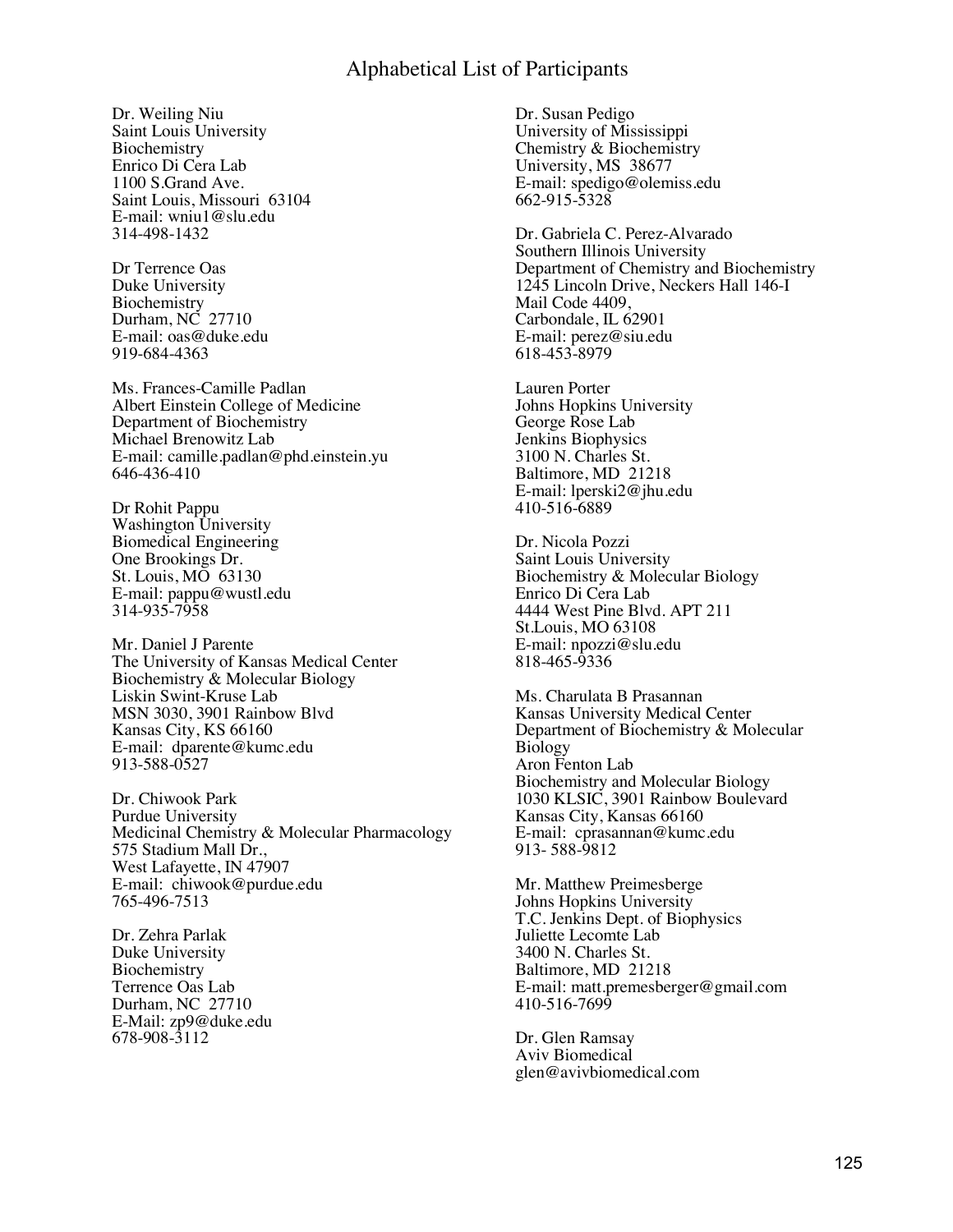# Alphabetical List of Participants

Dr. Weiling Niu
Saint Louis University
Biochemistry
Enrico Di Cera Lab
1100 S.Grand Ave.
Saint Louis, Missouri 63104
E-mail: wniu1@slu.edu
314-498-1432

Dr Terrence Oas
Duke University
Biochemistry
Durham, NC 27710
E-mail: oas@duke.edu
919-684-4363

Ms. Frances-Camille Padlan
Albert Einstein College of Medicine
Department of Biochemistry
Michael Brenowitz Lab
E-mail: camille.padlan@phd.einstein.yu
646-436-410

Dr Rohit Pappu
Washington University
Biomedical Engineering
One Brookings Dr.
St. Louis, MO 63130
E-mail: pappu@wustl.edu
314-935-7958

Mr. Daniel J Parente
The University of Kansas Medical Center
Biochemistry & Molecular Biology
Liskin Swint-Kruse Lab
MSN 3030, 3901 Rainbow Blvd
Kansas City, KS 66160
E-mail: dparente@kumc.edu
913-588-0527

Dr. Chiwook Park
Purdue University
Medicinal Chemistry & Molecular Pharmacology
575 Stadium Mall Dr.,
West Lafayette, IN 47907
E-mail: chiwook@purdue.edu
765-496-7513

Dr. Zehra Parlak
Duke University
Biochemistry
Terrence Oas Lab
Durham, NC 27710
E-Mail: zp9@duke.edu
678-908-3112

Dr. Susan Pedigo
University of Mississippi
Chemistry & Biochemistry
University, MS 38677
E-mail: spedigo@olemiss.edu
662-915-5328

Dr. Gabriela C. Perez-Alvarado
Southern Illinois University
Department of Chemistry and Biochemistry
1245 Lincoln Drive, Neckers Hall 146-I
Mail Code 4409,
Carbondale, IL 62901
E-mail: perez@siu.edu
618-453-8979

Lauren Porter
Johns Hopkins University
George Rose Lab
Jenkins Biophysics
3100 N. Charles St.
Baltimore, MD 21218
E-mail: lperski2@jhu.edu
410-516-6889

Dr. Nicola Pozzi
Saint Louis University
Biochemistry & Molecular Biology
Enrico Di Cera Lab
4444 West Pine Blvd. APT 211
St.Louis, MO 63108
E-mail: npozzi@slu.edu
818-465-9336

Ms. Charulata B Prasannan
Kansas University Medical Center
Department of Biochemistry & Molecular Biology
Aron Fenton Lab
Biochemistry and Molecular Biology
1030 KLSIC, 3901 Rainbow Boulevard
Kansas City, Kansas 66160
E-mail: cprasannan@kumc.edu
913- 588-9812

Mr. Matthew Preimesberge
Johns Hopkins University
T.C. Jenkins Dept. of Biophysics
Juliette Lecomte Lab
3400 N. Charles St.
Baltimore, MD 21218
E-mail: matt.premesberger@gmail.com
410-516-7699

Dr. Glen Ramsay
Aviv Biomedical
glen@avivbiomedical.com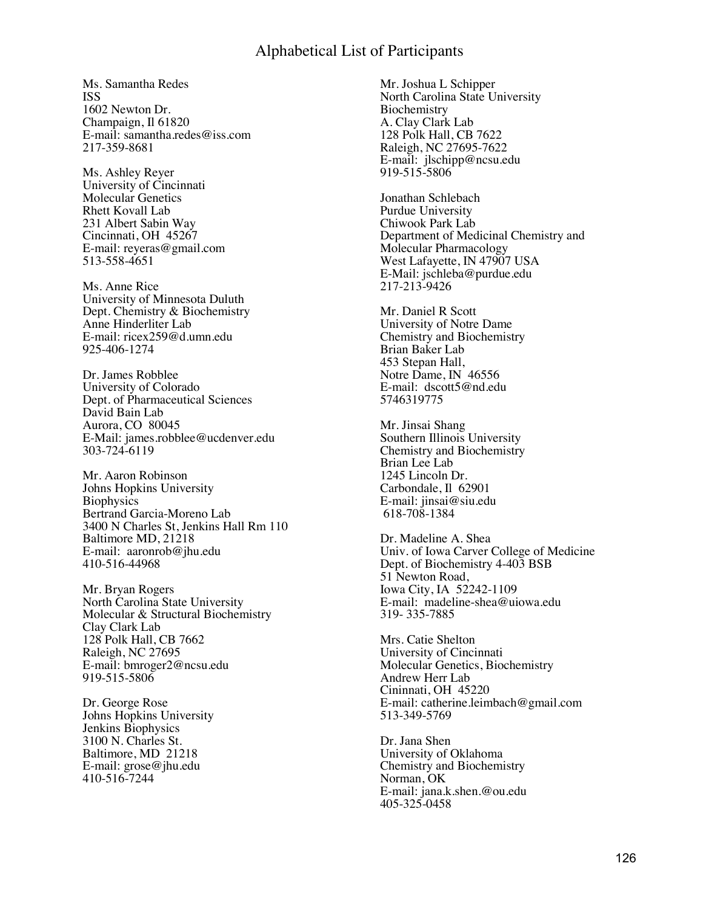# Alphabetical List of Participants

Ms. Samantha Redes
ISS
1602 Newton Dr.
Champaign, Il 61820
E-mail: samantha.redes@iss.com
217-359-8681

Ms. Ashley Reyer
University of Cincinnati
Molecular Genetics
Rhett Kovall Lab
231 Albert Sabin Way
Cincinnati, OH 45267
E-mail: reyeras@gmail.com
513-558-4651

Ms. Anne Rice
University of Minnesota Duluth
Dept. Chemistry & Biochemistry
Anne Hinderliter Lab
E-mail: ricex259@d.umn.edu
925-406-1274

Dr. James Robblee
University of Colorado
Dept. of Pharmaceutical Sciences
David Bain Lab
Aurora, CO 80045
E-Mail: james.robblee@ucdenver.edu
303-724-6119

Mr. Aaron Robinson
Johns Hopkins University
Biophysics
Bertrand Garcia-Moreno Lab
3400 N Charles St, Jenkins Hall Rm 110
Baltimore MD, 21218
E-mail: aaronrob@jhu.edu
410-516-44968

Mr. Bryan Rogers
North Carolina State University
Molecular & Structural Biochemistry
Clay Clark Lab
128 Polk Hall, CB 7662
Raleigh, NC 27695
E-mail: bmroger2@ncsu.edu
919-515-5806

Dr. George Rose
Johns Hopkins University
Jenkins Biophysics
3100 N. Charles St.
Baltimore, MD 21218
E-mail: grose@jhu.edu
410-516-7244

Mr. Joshua L Schipper
North Carolina State University
Biochemistry
A. Clay Clark Lab
128 Polk Hall, CB 7622
Raleigh, NC 27695-7622
E-mail: jlschipp@ncsu.edu
919-515-5806

Jonathan Schlebach
Purdue University
Chiwook Park Lab
Department of Medicinal Chemistry and Molecular Pharmacology
West Lafayette, IN 47907 USA
E-Mail: jschleba@purdue.edu
217-213-9426

Mr. Daniel R Scott
University of Notre Dame
Chemistry and Biochemistry
Brian Baker Lab
453 Stepan Hall,
Notre Dame, IN 46556
E-mail: dscott5@nd.edu
5746319775

Mr. Jinsai Shang
Southern Illinois University
Chemistry and Biochemistry
Brian Lee Lab
1245 Lincoln Dr.
Carbondale, Il 62901
E-mail: jinsai@siu.edu
618-708-1384

Dr. Madeline A. Shea
Univ. of Iowa Carver College of Medicine
Dept. of Biochemistry 4-403 BSB
51 Newton Road,
Iowa City, IA 52242-1109
E-mail: madeline-shea@uiowa.edu
319- 335-7885

Mrs. Catie Shelton
University of Cincinnati
Molecular Genetics, Biochemistry
Andrew Herr Lab
Cininnati, OH 45220
E-mail: catherine.leimbach@gmail.com
513-349-5769

Dr. Jana Shen
University of Oklahoma
Chemistry and Biochemistry
Norman, OK
E-mail: jana.k.shen.@ou.edu
405-325-0458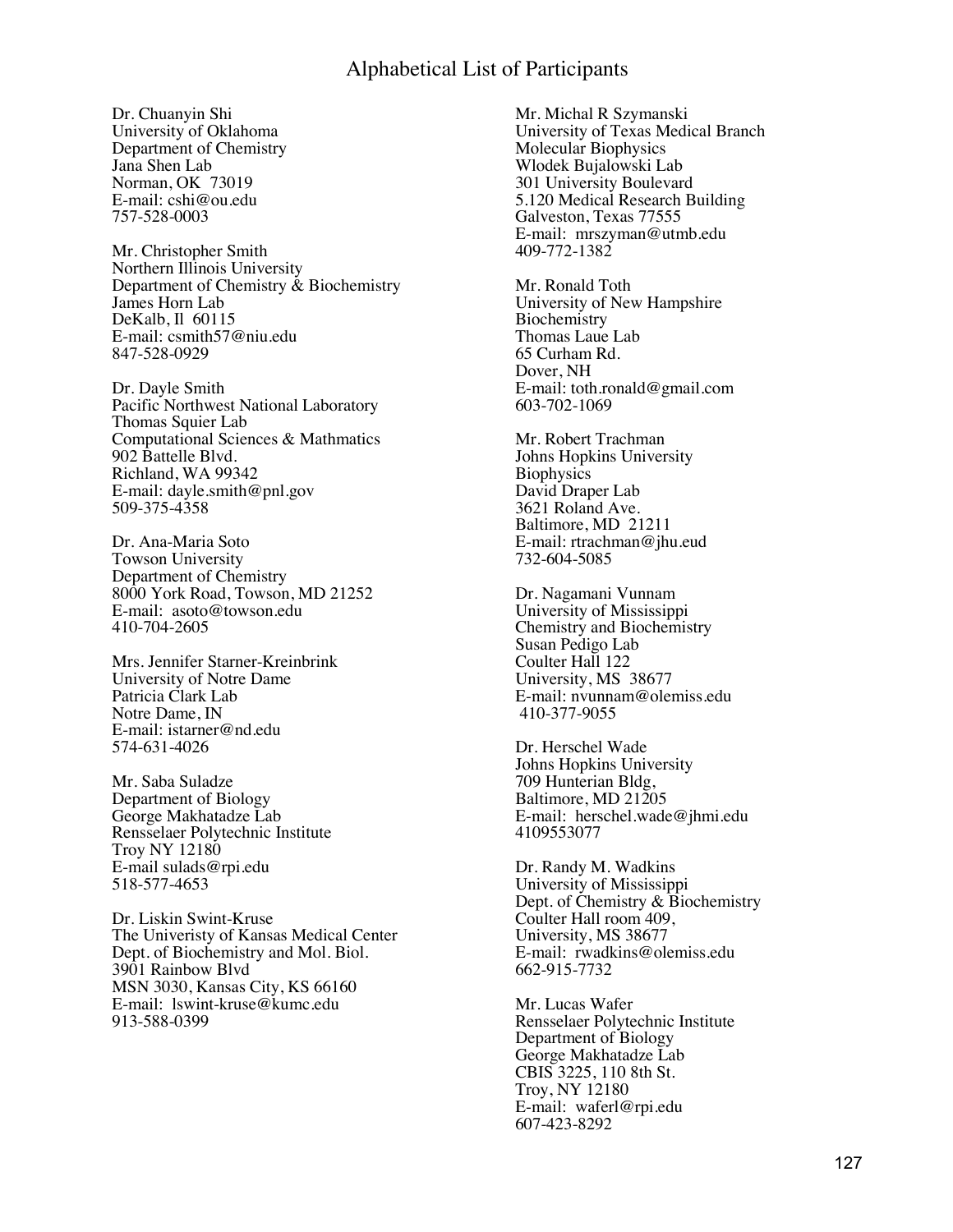# Alphabetical List of Participants

Dr. Chuanyin Shi
University of Oklahoma
Department of Chemistry
Jana Shen Lab
Norman, OK 73019
E-mail: cshi@ou.edu
757-528-0003

Mr. Christopher Smith
Northern Illinois University
Department of Chemistry & Biochemistry
James Horn Lab
DeKalb, Il 60115
E-mail: csmith57@niu.edu
847-528-0929

Dr. Dayle Smith
Pacific Northwest National Laboratory
Thomas Squier Lab
Computational Sciences & Mathmatics
902 Battelle Blvd.
Richland, WA 99342
E-mail: dayle.smith@pnl.gov
509-375-4358

Dr. Ana-Maria Soto
Towson University
Department of Chemistry
8000 York Road, Towson, MD 21252
E-mail: asoto@towson.edu
410-704-2605

Mrs. Jennifer Starner-Kreinbrink
University of Notre Dame
Patricia Clark Lab
Notre Dame, IN
E-mail: istarner@nd.edu
574-631-4026

Mr. Saba Suladze
Department of Biology
George Makhatadze Lab
Rensselaer Polytechnic Institute
Troy NY 12180
E-mail sulads@rpi.edu
518-577-4653

Dr. Liskin Swint-Kruse
The Univeristy of Kansas Medical Center
Dept. of Biochemistry and Mol. Biol.
3901 Rainbow Blvd
MSN 3030, Kansas City, KS 66160
E-mail: lswint-kruse@kumc.edu
913-588-0399

Mr. Michal R Szymanski
University of Texas Medical Branch
Molecular Biophysics
Wlodek Bujalowski Lab
301 University Boulevard
5.120 Medical Research Building
Galveston, Texas 77555
E-mail: mrszyman@utmb.edu
409-772-1382

Mr. Ronald Toth
University of New Hampshire
Biochemistry
Thomas Laue Lab
65 Curham Rd.
Dover, NH
E-mail: toth.ronald@gmail.com
603-702-1069

Mr. Robert Trachman
Johns Hopkins University
Biophysics
David Draper Lab
3621 Roland Ave.
Baltimore, MD 21211
E-mail: rtrachman@jhu.eud
732-604-5085

Dr. Nagamani Vunnam
University of Mississippi
Chemistry and Biochemistry
Susan Pedigo Lab
Coulter Hall 122
University, MS 38677
E-mail: nvunnam@olemiss.edu
410-377-9055

Dr. Herschel Wade
Johns Hopkins University
709 Hunterian Bldg,
Baltimore, MD 21205
E-mail: herschel.wade@jhmi.edu
4109553077

Dr. Randy M. Wadkins
University of Mississippi
Dept. of Chemistry & Biochemistry
Coulter Hall room 409,
University, MS 38677
E-mail: rwadkins@olemiss.edu
662-915-7732

Mr. Lucas Wafer
Rensselaer Polytechnic Institute
Department of Biology
George Makhatadze Lab
CBIS 3225, 110 8th St.
Troy, NY 12180
E-mail: waferl@rpi.edu
607-423-8292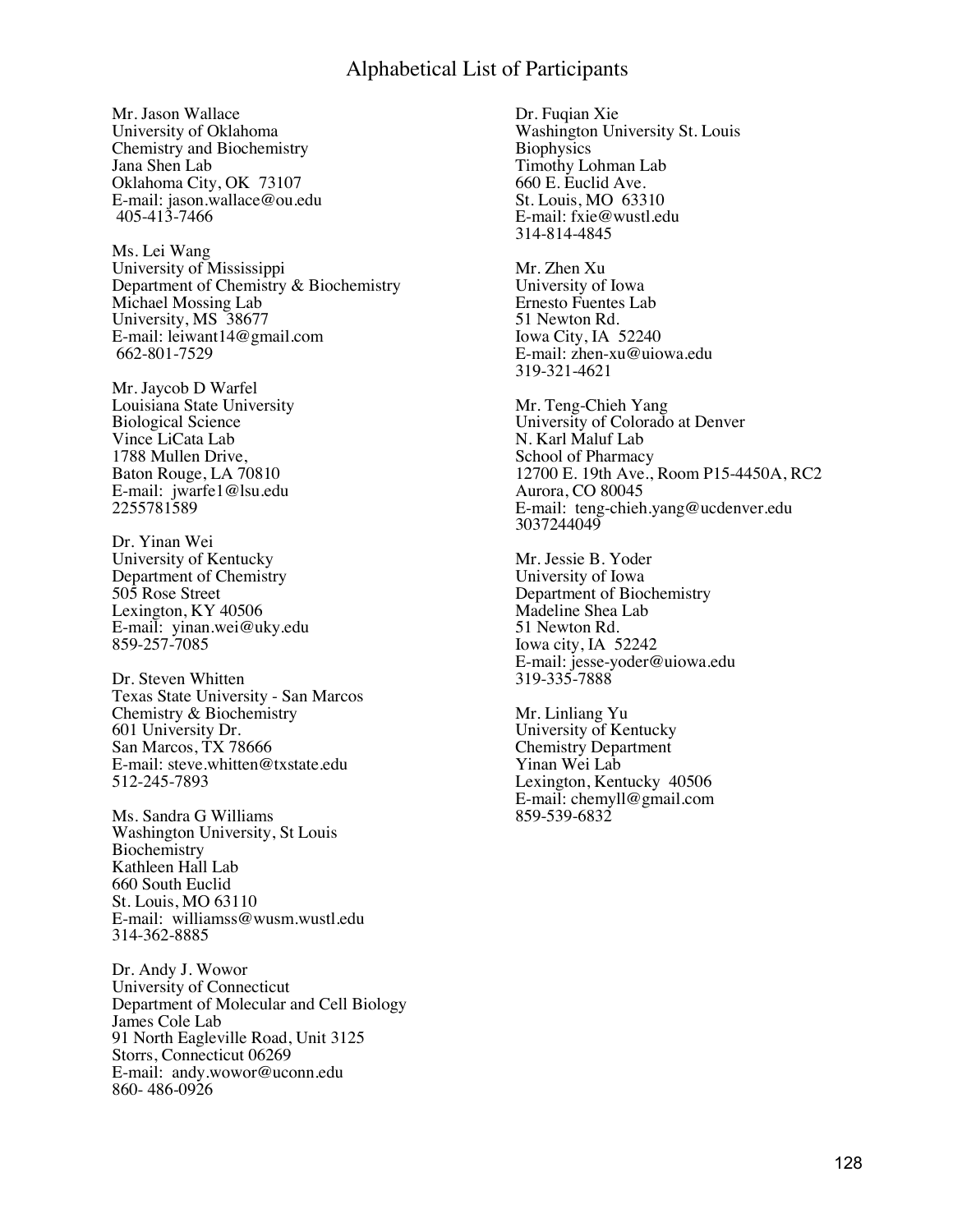# Alphabetical List of Participants

Mr. Jason Wallace
University of Oklahoma
Chemistry and Biochemistry
Jana Shen Lab
Oklahoma City, OK 73107
E-mail: jason.wallace@ou.edu
405-413-7466

Ms. Lei Wang
University of Mississippi
Department of Chemistry & Biochemistry
Michael Mossing Lab
University, MS 38677
E-mail: leiwant14@gmail.com
662-801-7529

Mr. Jaycob D Warfel
Louisiana State University
Biological Science
Vince LiCata Lab
1788 Mullen Drive,
Baton Rouge, LA 70810
E-mail: jwarfe1@lsu.edu
2255781589

Dr. Yinan Wei
University of Kentucky
Department of Chemistry
505 Rose Street
Lexington, KY 40506
E-mail: yinan.wei@uky.edu
859-257-7085

Dr. Steven Whitten
Texas State University - San Marcos
Chemistry & Biochemistry
601 University Dr.
San Marcos, TX 78666
E-mail: steve.whitten@txstate.edu
512-245-7893

Ms. Sandra G Williams
Washington University, St Louis
Biochemistry
Kathleen Hall Lab
660 South Euclid
St. Louis, MO 63110
E-mail: williamss@wusm.wustl.edu
314-362-8885

Dr. Andy J. Wowor
University of Connecticut
Department of Molecular and Cell Biology
James Cole Lab
91 North Eagleville Road, Unit 3125
Storrs, Connecticut 06269
E-mail: andy.wowor@uconn.edu
860- 486-0926

Dr. Fuqian Xie
Washington University St. Louis
Biophysics
Timothy Lohman Lab
660 E. Euclid Ave.
St. Louis, MO 63310
E-mail: fxie@wustl.edu
314-814-4845

Mr. Zhen Xu
University of Iowa
Ernesto Fuentes Lab
51 Newton Rd.
Iowa City, IA 52240
E-mail: zhen-xu@uiowa.edu
319-321-4621

Mr. Teng-Chieh Yang
University of Colorado at Denver
N. Karl Maluf Lab
School of Pharmacy
12700 E. 19th Ave., Room P15-4450A, RC2
Aurora, CO 80045
E-mail: teng-chieh.yang@ucdenver.edu
3037244049

Mr. Jessie B. Yoder
University of Iowa
Department of Biochemistry
Madeline Shea Lab
51 Newton Rd.
Iowa city, IA 52242
E-mail: jesse-yoder@uiowa.edu
319-335-7888

Mr. Linliang Yu
University of Kentucky
Chemistry Department
Yinan Wei Lab
Lexington, Kentucky 40506
E-mail: chemyll@gmail.com
859-539-6832